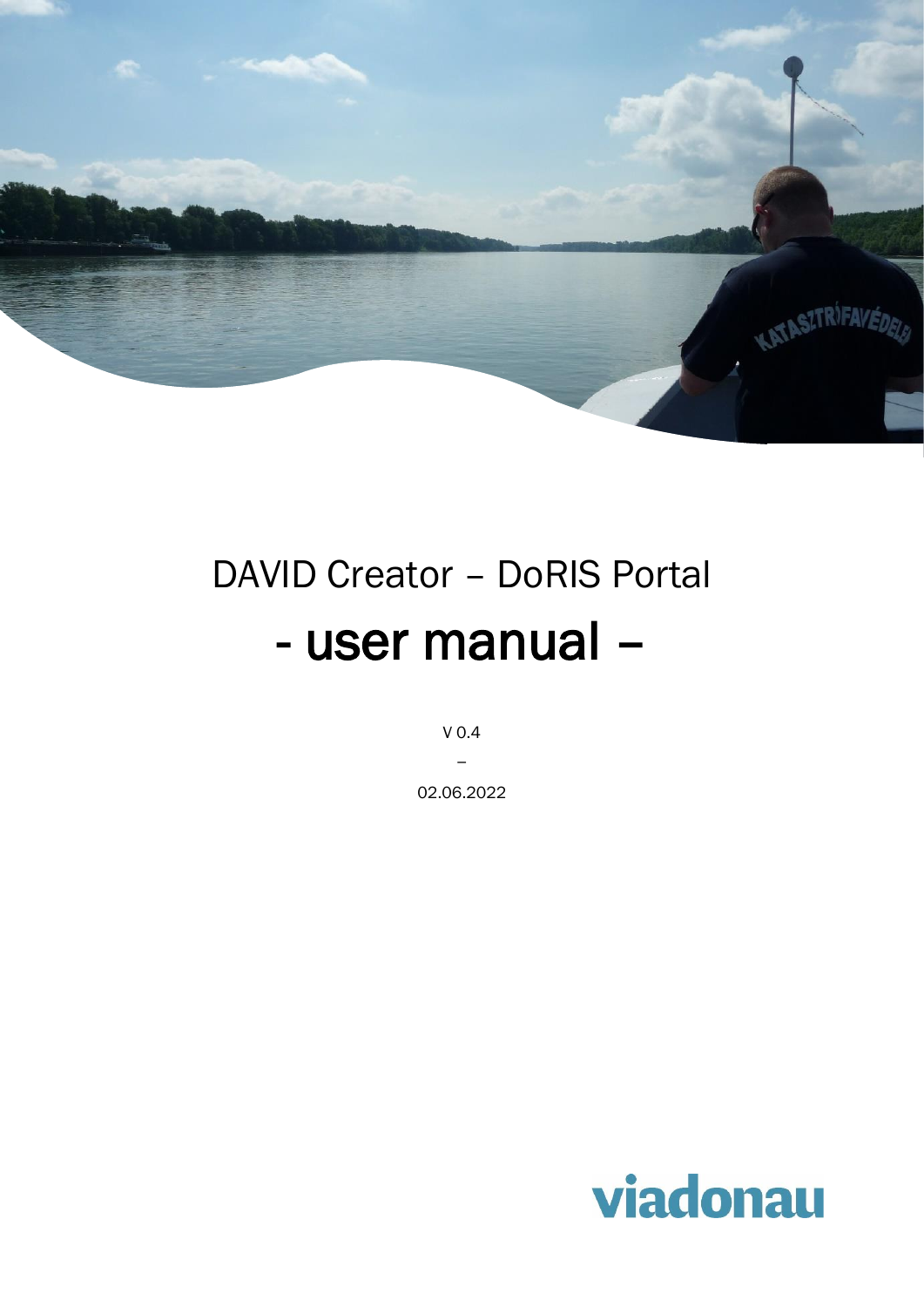# DAVID Creator – DoRIS Portal

# - user manual –

V 0.4

–

02.06.2022

viadonau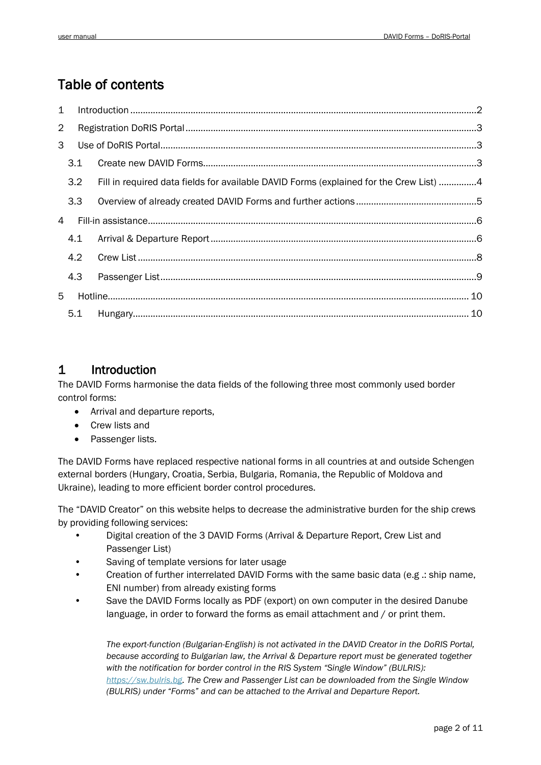# Table of contents

1 Introduction ........ 2
2 Registration DoRIS Portal ........ 3
3 Use of DoRIS Portal ........ 3
  3.1 Create new DAVID Forms ........ 3
  3.2 Fill in required data fields for available DAVID Forms (explained for the Crew List) ........ 4
  3.3 Overview of already created DAVID Forms and further actions ........ 5
4 Fill-in assistance ........ 6
  4.1 Arrival & Departure Report ........ 6
  4.2 Crew List ........ 8
  4.3 Passenger List ........ 9
5 Hotline ........ 10
  5.1 Hungary ........ 10

# 1 Introduction

The DAVID Forms harmonise the data fields of the following three most commonly used border control forms:

- Arrival and departure reports,
- Crew lists and
- Passenger lists.

The DAVID Forms have replaced respective national forms in all countries at and outside Schengen external borders (Hungary, Croatia, Serbia, Bulgaria, Romania, the Republic of Moldova and Ukraine), leading to more efficient border control procedures.

The "DAVID Creator" on this website helps to decrease the administrative burden for the ship crews by providing following services:

- Digital creation of the 3 DAVID Forms (Arrival & Departure Report, Crew List and Passenger List)
- Saving of template versions for later usage
- Creation of further interrelated DAVID Forms with the same basic data (e.g .: ship name, ENI number) from already existing forms
- Save the DAVID Forms locally as PDF (export) on own computer in the desired Danube language, in order to forward the forms as email attachment and / or print them.

  *The export-function (Bulgarian-English) is not activated in the DAVID Creator in the DoRIS Portal, because according to Bulgarian law, the Arrival & Departure report must be generated together with the notification for border control in the RIS System "Single Window" (BULRIS): [https://sw.bulris.bg](https://sw.bulris.bg). The Crew and Passenger List can be downloaded from the Single Window (BULRIS) under "Forms" and can be attached to the Arrival and Departure Report.*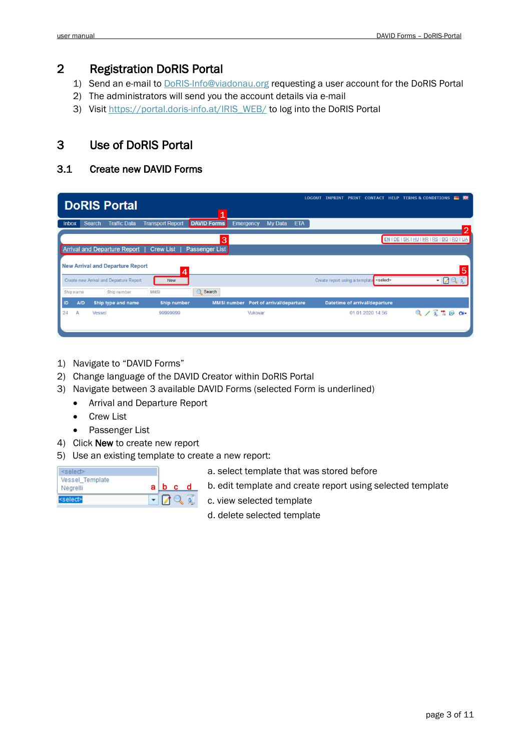## 2 Registration DoRIS Portal

1) Send an e-mail to DoRIS-Info@viadonau.org requesting a user account for the DoRIS Portal
2) The administrators will send you the account details via e-mail
3) Visit https://portal.doris-info.at/IRIS_WEB/ to log into the DoRIS Portal

## 3 Use of DoRIS Portal

### 3.1 Create new DAVID Forms

1) Navigate to “DAVID Forms”
2) Change language of the DAVID Creator within DoRIS Portal
3) Navigate between 3 available DAVID Forms (selected Form is underlined)
   - Arrival and Departure Report
   - Crew List
   - Passenger List
4) Click **New** to create new report
5) Use an existing template to create a new report:

a. select template that was stored before
b. edit template and create report using selected template
c. view selected template
d. delete selected template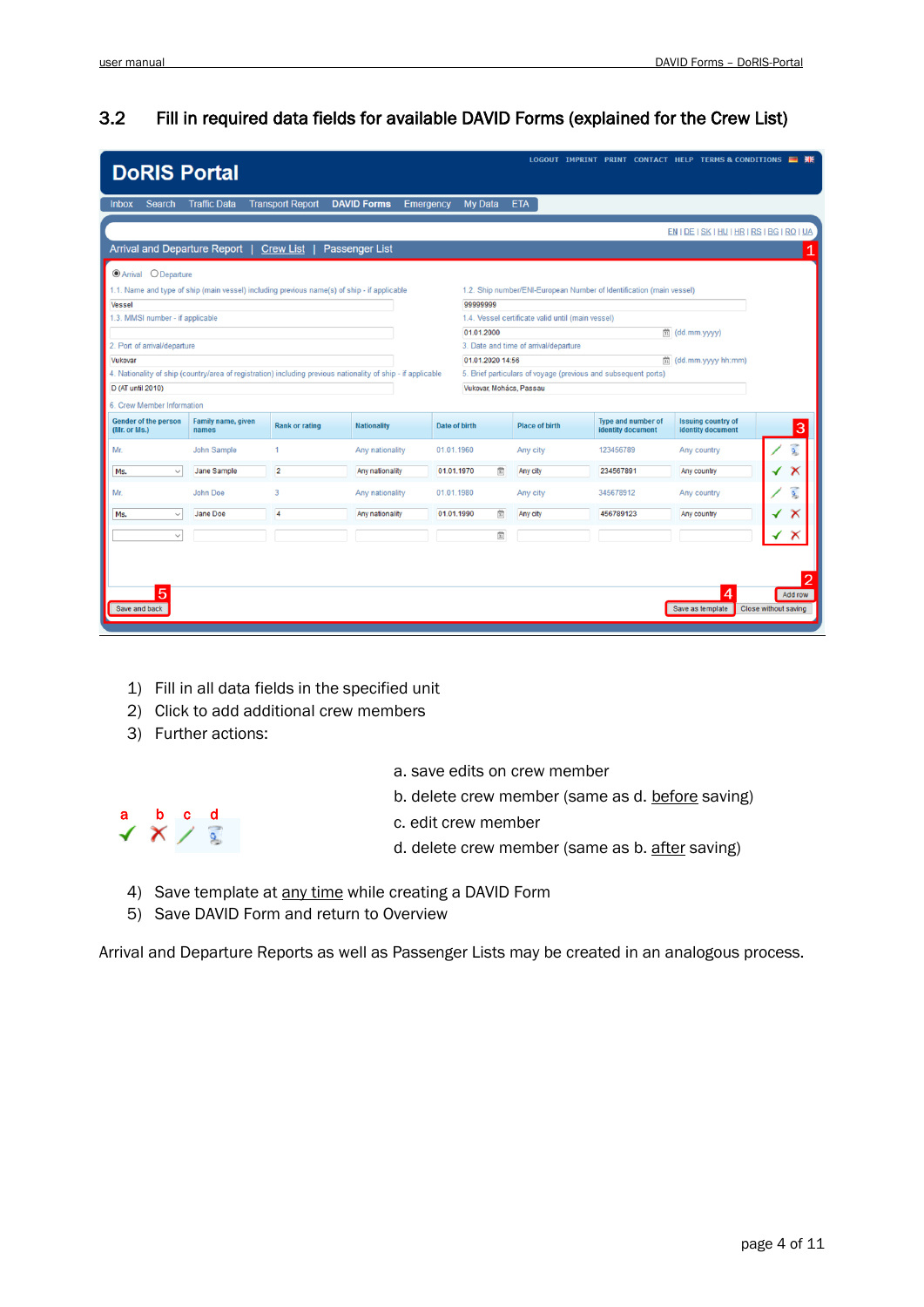## 3.2 Fill in required data fields for available DAVID Forms (explained for the Crew List)

1) Fill in all data fields in the specified unit
2) Click to add additional crew members
3) Further actions:

a. save edits on crew member

b. delete crew member (same as d. before saving)

c. edit crew member

d. delete crew member (same as b. after saving)

4) Save template at any time while creating a DAVID Form
5) Save DAVID Form and return to Overview

Arrival and Departure Reports as well as Passenger Lists may be created in an analogous process.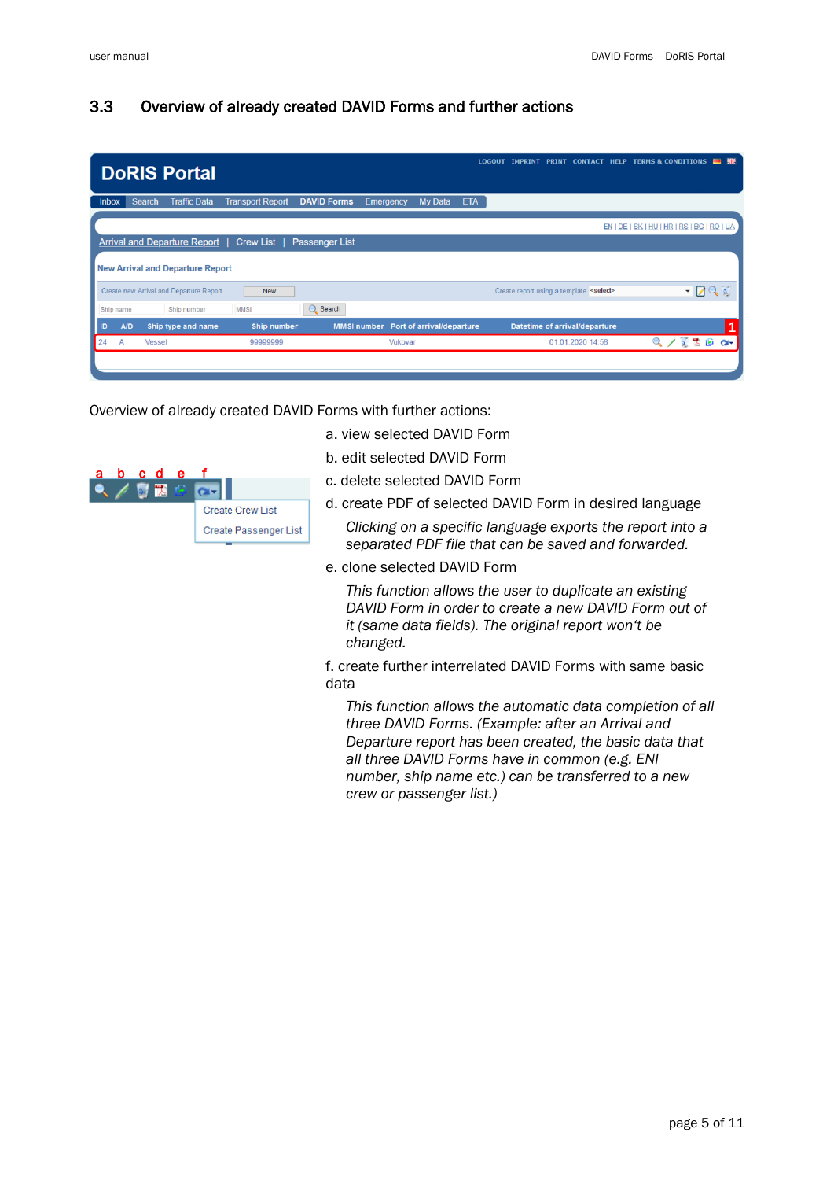## 3.3 Overview of already created DAVID Forms and further actions

Overview of already created DAVID Forms with further actions:

a. view selected DAVID Form

b. edit selected DAVID Form

c. delete selected DAVID Form

d. create PDF of selected DAVID Form in desired language

*Clicking on a specific language exports the report into a separated PDF file that can be saved and forwarded.*

e. clone selected DAVID Form

*This function allows the user to duplicate an existing DAVID Form in order to create a new DAVID Form out of it (same data fields). The original report won't be changed.*

f. create further interrelated DAVID Forms with same basic data

*This function allows the automatic data completion of all three DAVID Forms. (Example: after an Arrival and Departure report has been created, the basic data that all three DAVID Forms have in common (e.g. ENI number, ship name etc.) can be transferred to a new crew or passenger list.)*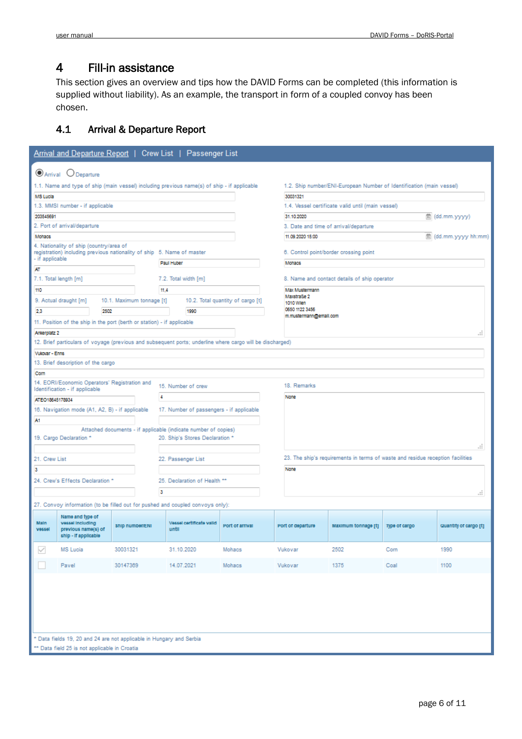# 4 Fill-in assistance

This section gives an overview and tips how the DAVID Forms can be completed (this information is supplied without liability). As an example, the transport in form of a coupled convoy has been chosen.

## 4.1 Arrival & Departure Report

Arrival and Departure Report | Crew List | Passenger List

◉ Arrival ○ Departure

1.1. Name and type of ship (main vessel) including previous name(s) of ship - if applicable: MS Lucia

1.2. Ship number/ENI-European Number of Identification (main vessel): 30031321

1.3. MMSI number - if applicable: 203545691

1.4. Vessel certificate valid until (main vessel): 31.10.2020 (dd.mm.yyyy)

2. Port of arrival/departure: Mohacs

3. Date and time of arrival/departure: 11.09.2020 15:00 (dd.mm.yyyy hh:mm)

4. Nationality of ship (country/area of registration) including previous nationality of ship - if applicable: AT

5. Name of master: Paul Huber

6. Control point/border crossing point: Mohacs

7.1. Total length [m]: 110

7.2. Total width [m]: 11,4

8. Name and contact details of ship operator:
Max Mustermann
Maxstraße 2
1010 Wien
0650 1122 3456
m.mustermann@email.com

9. Actual draught [m]: 2,3

10.1. Maximum tonnage [t]: 2502

10.2. Total quantity of cargo [t]: 1990

11. Position of the ship in the port (berth or station) - if applicable: Ankerplatz 2

12. Brief particulars of voyage (previous and subsequent ports; underline where cargo will be discharged): Vukovar - Enns

13. Brief description of the cargo: Corn

14. EORI/Economic Operators' Registration and Identification - if applicable: ATEO18645178934

15. Number of crew: 4

16. Navigation mode (A1, A2, B) - if applicable: A1

17. Number of passengers - if applicable:

18. Remarks: None

Attached documents - if applicable (indicate number of copies)

19. Cargo Declaration *:

20. Ship's Stores Declaration *:

21. Crew List: 3

22. Passenger List:

23. The ship's requirements in terms of waste and residue reception facilities: None

24. Crew's Effects Declaration *:

25. Declaration of Health **: 3

27. Convoy information (to be filled out for pushed and coupled convoys only):

| Main vessel | Name and type of vessel including previous name(s) of ship - if applicable | Ship number/ENI | Vessel certificate valid until | Port of arrival | Port of departure | Maximum tonnage [t] | Type of cargo | Quantity of cargo [t] |
|---|---|---|---|---|---|---|---|---|
| ☑ | MS Lucia | 30031321 | 31.10.2020 | Mohacs | Vukovar | 2502 | Corn | 1990 |
| ☐ | Pavel | 30147369 | 14.07.2021 | Mohacs | Vukovar | 1375 | Coal | 1100 |

\* Data fields 19, 20 and 24 are not applicable in Hungary and Serbia

\*\* Data field 25 is not applicable in Croatia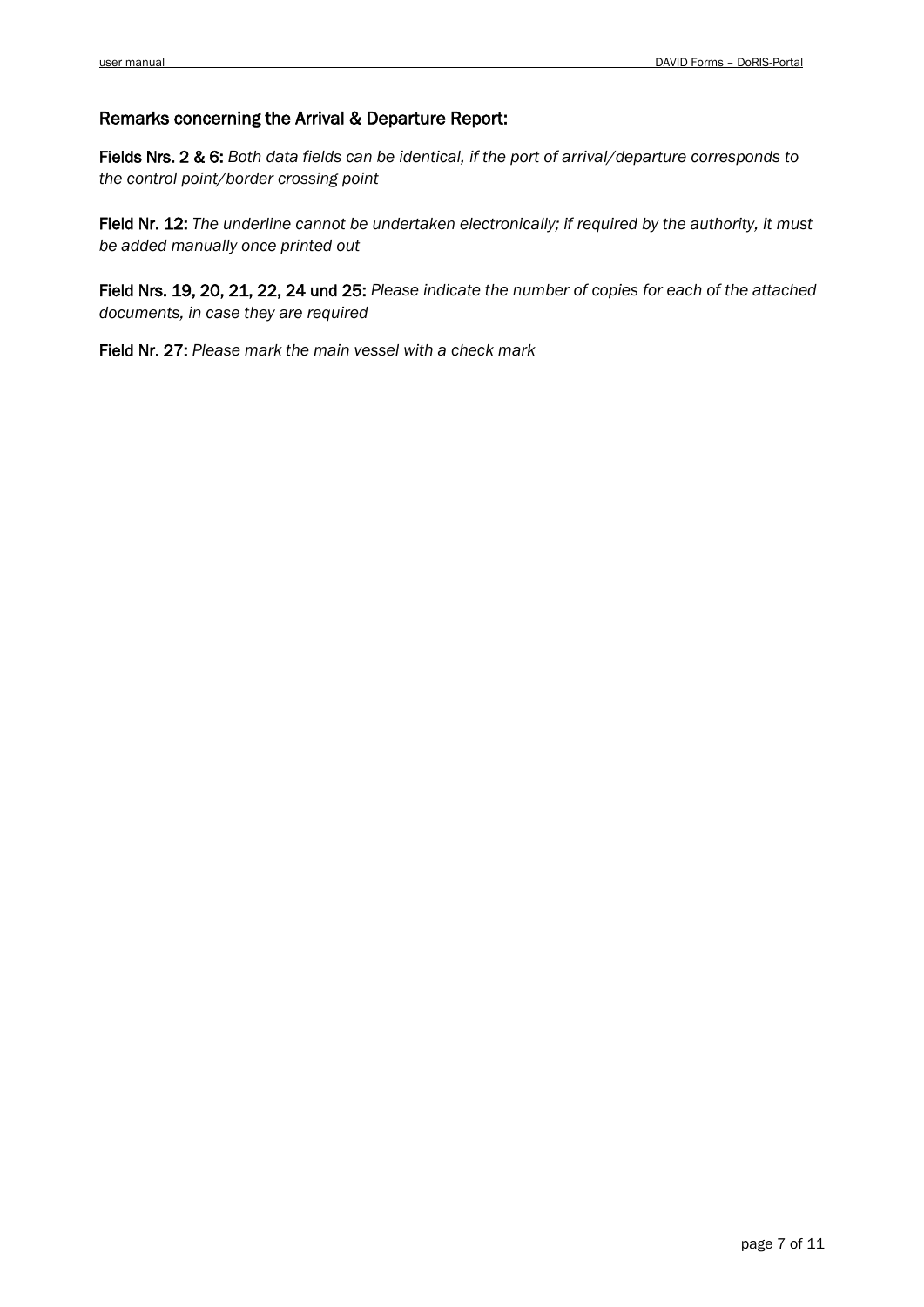## Remarks concerning the Arrival & Departure Report:

**Fields Nrs. 2 & 6:** *Both data fields can be identical, if the port of arrival/departure corresponds to the control point/border crossing point*

**Field Nr. 12:** *The underline cannot be undertaken electronically; if required by the authority, it must be added manually once printed out*

**Field Nrs. 19, 20, 21, 22, 24 und 25:** *Please indicate the number of copies for each of the attached documents, in case they are required*

**Field Nr. 27:** *Please mark the main vessel with a check mark*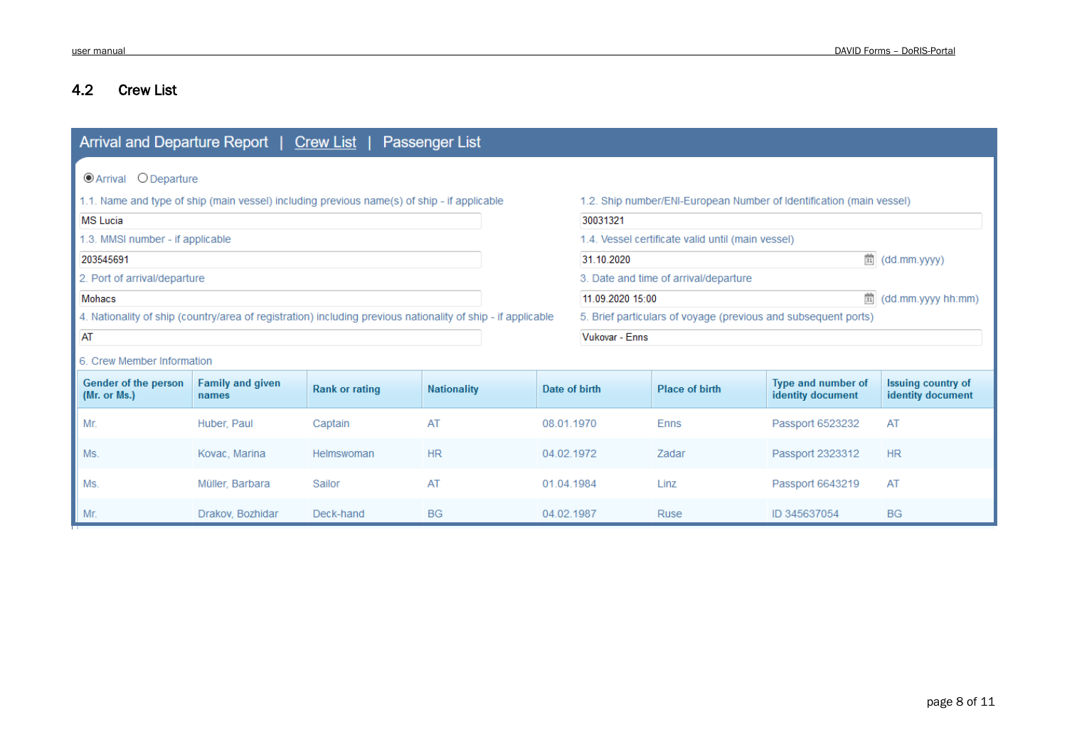## 4.2 Crew List

Arrival and Departure Report | Crew List | Passenger List

◉ Arrival ○ Departure

1.1. Name and type of ship (main vessel) including previous name(s) of ship - if applicable

MS Lucia

1.2. Ship number/ENI-European Number of Identification (main vessel)

30031321

1.3. MMSI number - if applicable

203545691

1.4. Vessel certificate valid until (main vessel)

31.10.2020 (dd.mm.yyyy)

2. Port of arrival/departure

Mohacs

3. Date and time of arrival/departure

11.09.2020 15:00 (dd.mm.yyyy hh:mm)

4. Nationality of ship (country/area of registration) including previous nationality of ship - if applicable

AT

5. Brief particulars of voyage (previous and subsequent ports)

Vukovar - Enns

6. Crew Member Information

| Gender of the person (Mr. or Ms.) | Family and given names | Rank or rating | Nationality | Date of birth | Place of birth | Type and number of identity document | Issuing country of identity document |
|---|---|---|---|---|---|---|---|
| Mr. | Huber, Paul | Captain | AT | 08.01.1970 | Enns | Passport 6523232 | AT |
| Ms. | Kovac, Marina | Helmswoman | HR | 04.02.1972 | Zadar | Passport 2323312 | HR |
| Ms. | Müller, Barbara | Sailor | AT | 01.04.1984 | Linz | Passport 6643219 | AT |
| Mr. | Drakov, Bozhidar | Deck-hand | BG | 04.02.1987 | Ruse | ID 345637054 | BG |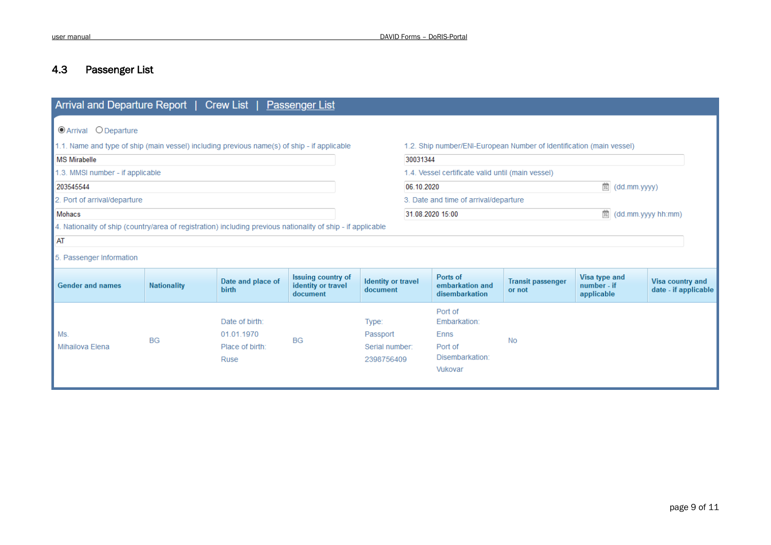## 4.3 Passenger List

Arrival and Departure Report | Crew List | Passenger List

◉ Arrival ○ Departure

1.1. Name and type of ship (main vessel) including previous name(s) of ship - if applicable

MS Mirabelle

1.2. Ship number/ENI-European Number of Identification (main vessel)

30031344

1.3. MMSI number - if applicable

203545544

1.4. Vessel certificate valid until (main vessel)

06.10.2020 (dd.mm.yyyy)

2. Port of arrival/departure

Mohacs

3. Date and time of arrival/departure

31.08.2020 15:00 (dd.mm.yyyy hh:mm)

4. Nationality of ship (country/area of registration) including previous nationality of ship - if applicable

AT

5. Passenger Information

| Gender and names | Nationality | Date and place of birth | Issuing country of identity or travel document | Identity or travel document | Ports of embarkation and disembarkation | Transit passenger or not | Visa type and number - if applicable | Visa country and date - if applicable |
|---|---|---|---|---|---|---|---|---|
| Ms. Mihailova Elena | BG | Date of birth: 01.01.1970 Place of birth: Ruse | BG | Type: Passport Serial number: 2398756409 | Port of Embarkation: Enns Port of Disembarkation: Vukovar | No | | |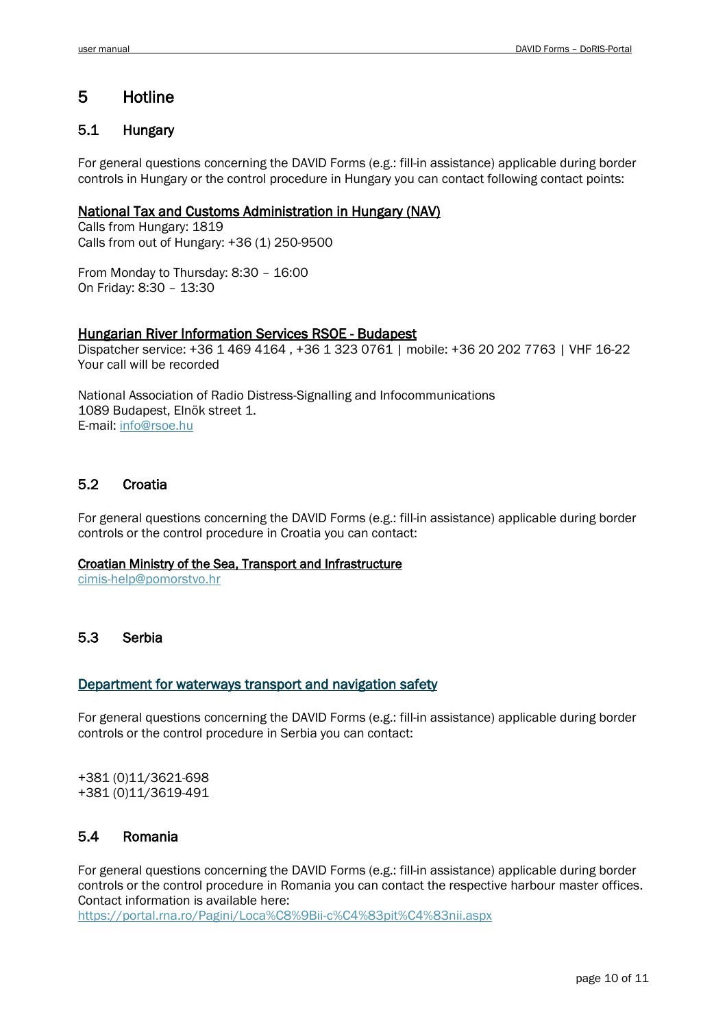# 5 Hotline

## 5.1 Hungary

For general questions concerning the DAVID Forms (e.g.: fill-in assistance) applicable during border controls in Hungary or the control procedure in Hungary you can contact following contact points:

**National Tax and Customs Administration in Hungary (NAV)**
Calls from Hungary: 1819
Calls from out of Hungary: +36 (1) 250-9500

From Monday to Thursday: 8:30 – 16:00
On Friday: 8:30 – 13:30

**Hungarian River Information Services RSOE - Budapest**
Dispatcher service: +36 1 469 4164 , +36 1 323 0761 | mobile: +36 20 202 7763 | VHF 16-22
Your call will be recorded

National Association of Radio Distress-Signalling and Infocommunications
1089 Budapest, Elnök street 1.
E-mail: info@rsoe.hu

## 5.2 Croatia

For general questions concerning the DAVID Forms (e.g.: fill-in assistance) applicable during border controls or the control procedure in Croatia you can contact:

**Croatian Ministry of the Sea, Transport and Infrastructure**
cimis-help@pomorstvo.hr

## 5.3 Serbia

**Department for waterways transport and navigation safety**

For general questions concerning the DAVID Forms (e.g.: fill-in assistance) applicable during border controls or the control procedure in Serbia you can contact:

+381 (0)11/3621-698
+381 (0)11/3619-491

## 5.4 Romania

For general questions concerning the DAVID Forms (e.g.: fill-in assistance) applicable during border controls or the control procedure in Romania you can contact the respective harbour master offices. Contact information is available here:
https://portal.rna.ro/Pagini/Loca%C8%9Bii-c%C4%83pit%C4%83nii.aspx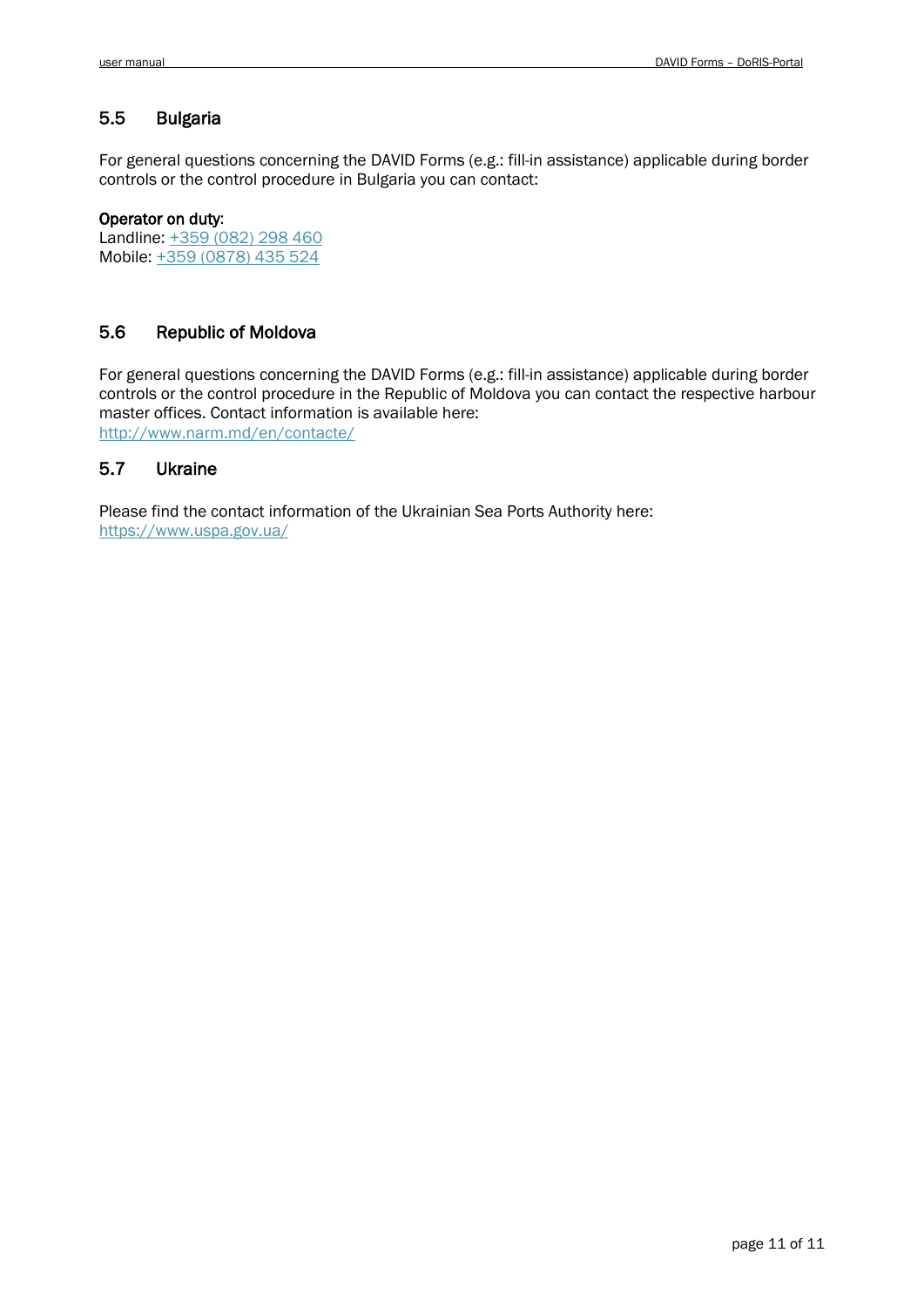## 5.5 Bulgaria

For general questions concerning the DAVID Forms (e.g.: fill-in assistance) applicable during border controls or the control procedure in Bulgaria you can contact:

Operator on duty:
Landline: +359 (082) 298 460
Mobile: +359 (0878) 435 524

## 5.6 Republic of Moldova

For general questions concerning the DAVID Forms (e.g.: fill-in assistance) applicable during border controls or the control procedure in the Republic of Moldova you can contact the respective harbour master offices. Contact information is available here:
http://www.narm.md/en/contacte/

## 5.7 Ukraine

Please find the contact information of the Ukrainian Sea Ports Authority here:
https://www.uspa.gov.ua/